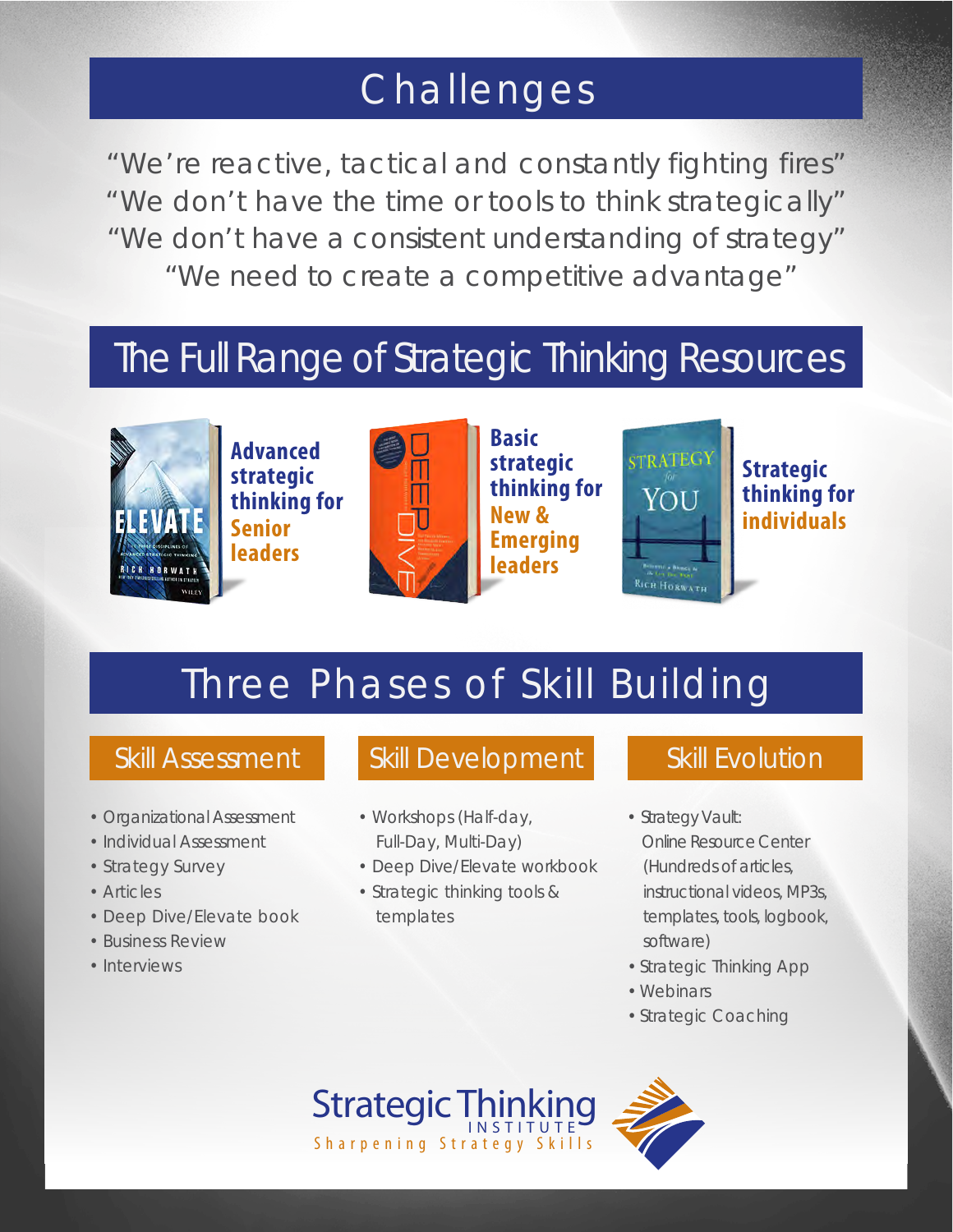# Challenges

"We're reactive, tactical and constantly fighting fires"
"We don't have the time or tools to think strategically"
"We don't have a consistent understanding of strategy"
"We need to create a competitive advantage"

# The Full Range of Strategic Thinking Resources

**Advanced strategic thinking for Senior leaders**

**Basic strategic thinking for New & Emerging leaders**

**Strategic thinking for individuals**

# Three Phases of Skill Building

## Skill Assessment

- Organizational Assessment
- Individual Assessment
- Strategy Survey
- Articles
- Deep Dive/Elevate book
- Business Review
- Interviews

## Skill Development

- Workshops (Half-day, Full-Day, Multi-Day)
- Deep Dive/Elevate workbook
- Strategic thinking tools & templates

## Skill Evolution

- Strategy Vault: Online Resource Center (Hundreds of articles, instructional videos, MP3s, templates, tools, logbook, software)
- Strategic Thinking App
- Webinars
- Strategic Coaching

Strategic Thinking INSTITUTE
Sharpening Strategy Skills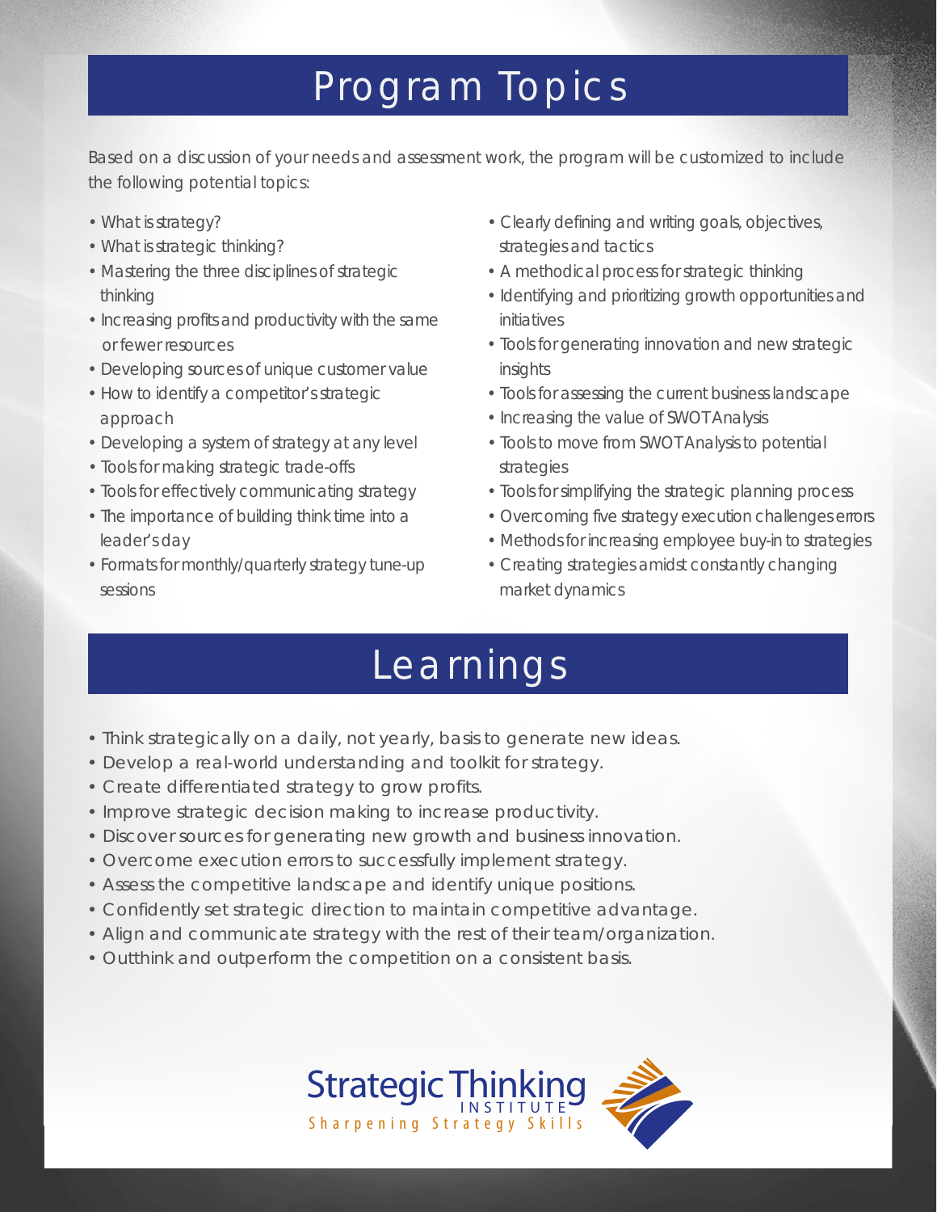# Program Topics

Based on a discussion of your needs and assessment work, the program will be customized to include the following potential topics:

- What is strategy?
- What is strategic thinking?
- Mastering the three disciplines of strategic thinking
- Increasing profits and productivity with the same or fewer resources
- Developing sources of unique customer value
- How to identify a competitor's strategic approach
- Developing a system of strategy at any level
- Tools for making strategic trade-offs
- Tools for effectively communicating strategy
- The importance of building think time into a leader's day
- Formats for monthly/quarterly strategy tune-up sessions
- Clearly defining and writing goals, objectives, strategies and tactics
- A methodical process for strategic thinking
- Identifying and prioritizing growth opportunities and initiatives
- Tools for generating innovation and new strategic insights
- Tools for assessing the current business landscape
- Increasing the value of SWOT Analysis
- Tools to move from SWOT Analysis to potential strategies
- Tools for simplifying the strategic planning process
- Overcoming five strategy execution challenges errors
- Methods for increasing employee buy-in to strategies
- Creating strategies amidst constantly changing market dynamics

# Learnings

- Think strategically on a daily, not yearly, basis to generate new ideas.
- Develop a real-world understanding and toolkit for strategy.
- Create differentiated strategy to grow profits.
- Improve strategic decision making to increase productivity.
- Discover sources for generating new growth and business innovation.
- Overcome execution errors to successfully implement strategy.
- Assess the competitive landscape and identify unique positions.
- Confidently set strategic direction to maintain competitive advantage.
- Align and communicate strategy with the rest of their team/organization.
- Outthink and outperform the competition on a consistent basis.

Strategic Thinking INSTITUTE
Sharpening Strategy Skills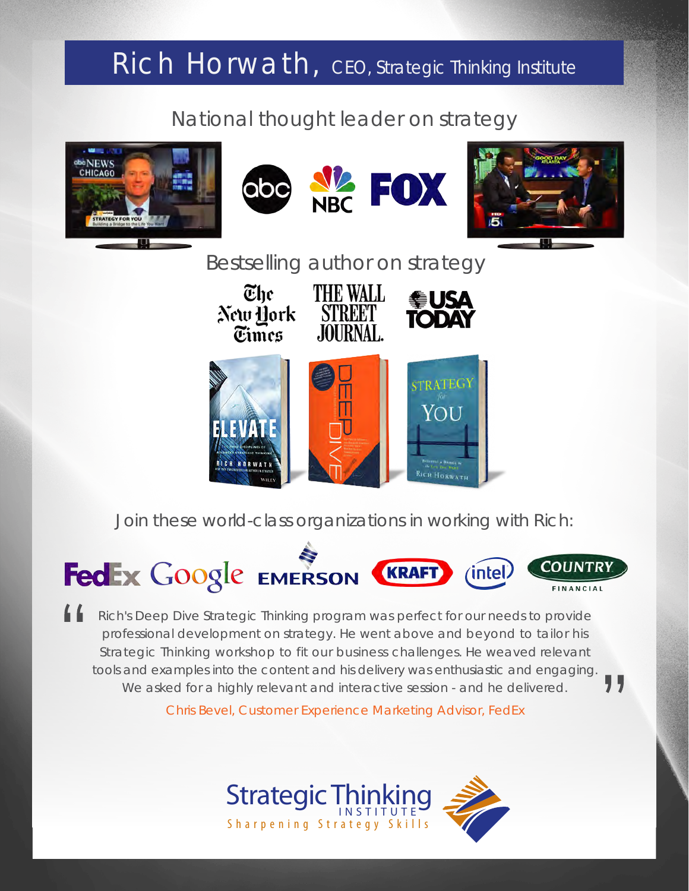# Rich Horwath, CEO, Strategic Thinking Institute

## National thought leader on strategy

## Bestselling author on strategy

Join these world-class organizations in working with Rich:

> Rich's Deep Dive Strategic Thinking program was perfect for our needs to provide professional development on strategy. He went above and beyond to tailor his Strategic Thinking workshop to fit our business challenges. He weaved relevant tools and examples into the content and his delivery was enthusiastic and engaging. We asked for a highly relevant and interactive session - and he delivered.

Chris Bevel, Customer Experience Marketing Advisor, FedEx

Strategic Thinking INSTITUTE
Sharpening Strategy Skills